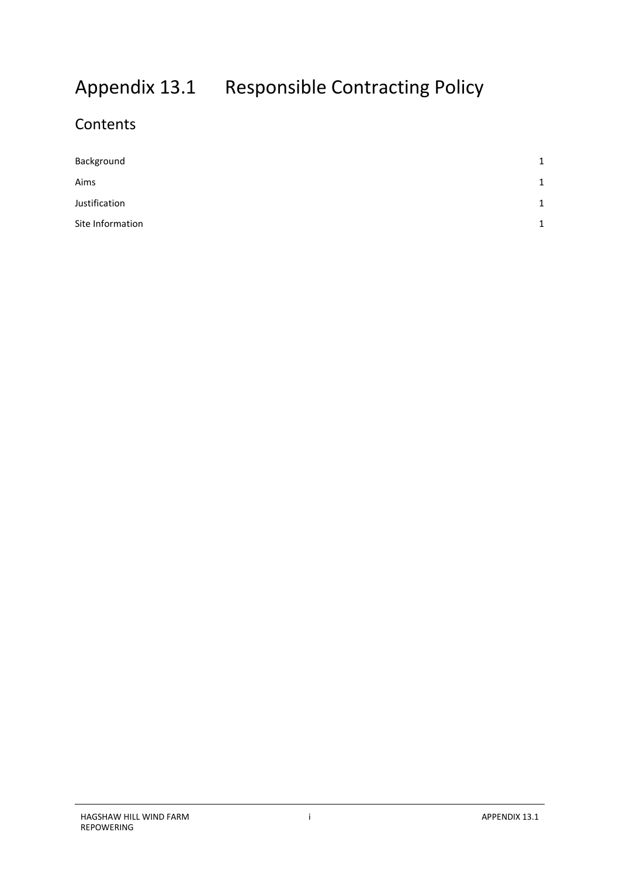# Appendix 13.1 Responsible Contracting Policy

## Contents

| | |
|---|---|
| Background | 1 |
| Aims | 1 |
| Justification | 1 |
| Site Information | 1 |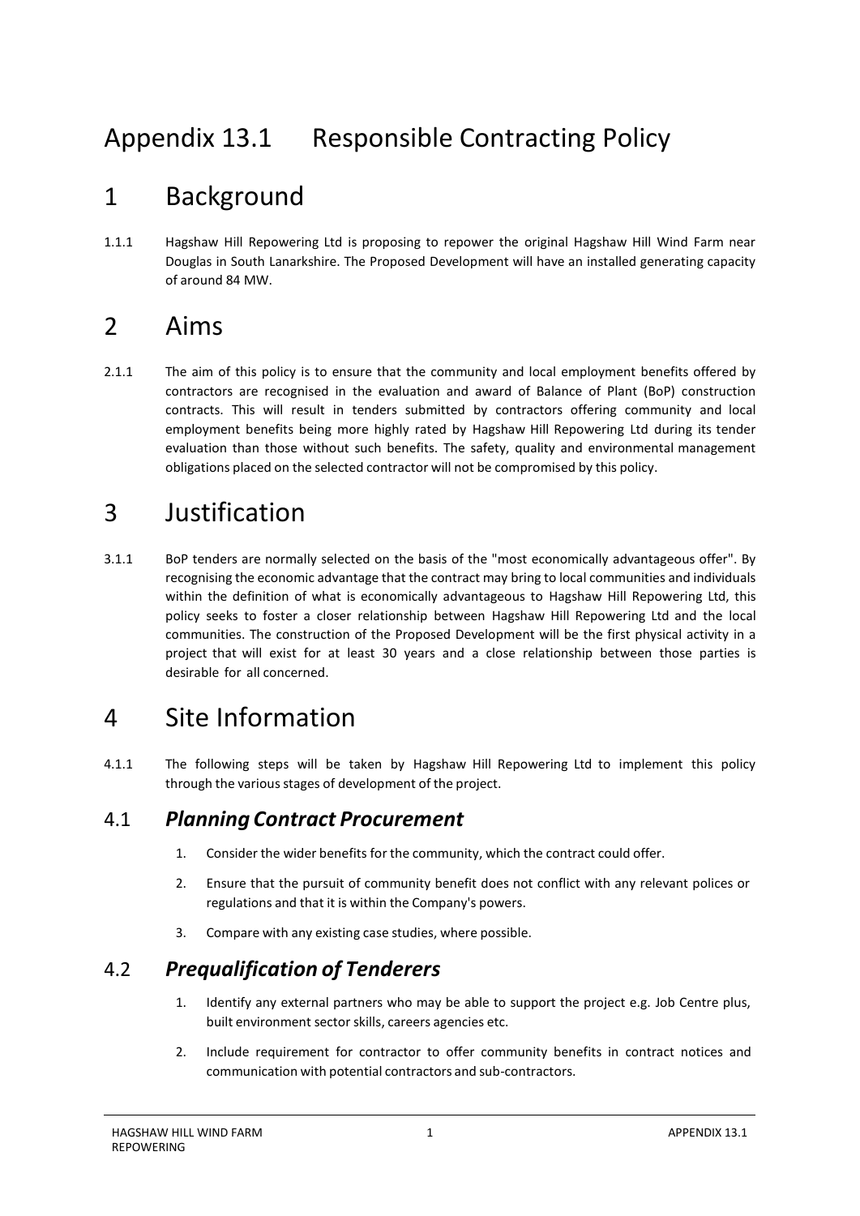# Appendix 13.1 Responsible Contracting Policy

# 1 Background

1.1.1 Hagshaw Hill Repowering Ltd is proposing to repower the original Hagshaw Hill Wind Farm near Douglas in South Lanarkshire. The Proposed Development will have an installed generating capacity of around 84 MW.

# 2 Aims

2.1.1 The aim of this policy is to ensure that the community and local employment benefits offered by contractors are recognised in the evaluation and award of Balance of Plant (BoP) construction contracts. This will result in tenders submitted by contractors offering community and local employment benefits being more highly rated by Hagshaw Hill Repowering Ltd during its tender evaluation than those without such benefits. The safety, quality and environmental management obligations placed on the selected contractor will not be compromised by this policy.

# 3 Justification

3.1.1 BoP tenders are normally selected on the basis of the "most economically advantageous offer". By recognising the economic advantage that the contract may bring to local communities and individuals within the definition of what is economically advantageous to Hagshaw Hill Repowering Ltd, this policy seeks to foster a closer relationship between Hagshaw Hill Repowering Ltd and the local communities. The construction of the Proposed Development will be the first physical activity in a project that will exist for at least 30 years and a close relationship between those parties is desirable for all concerned.

# 4 Site Information

4.1.1 The following steps will be taken by Hagshaw Hill Repowering Ltd to implement this policy through the various stages of development of the project.

## 4.1 *Planning Contract Procurement*

1. Consider the wider benefits for the community, which the contract could offer.
2. Ensure that the pursuit of community benefit does not conflict with any relevant polices or regulations and that it is within the Company's powers.
3. Compare with any existing case studies, where possible.

## 4.2 *Prequalification of Tenderers*

1. Identify any external partners who may be able to support the project e.g. Job Centre plus, built environment sector skills, careers agencies etc.
2. Include requirement for contractor to offer community benefits in contract notices and communication with potential contractors and sub-contractors.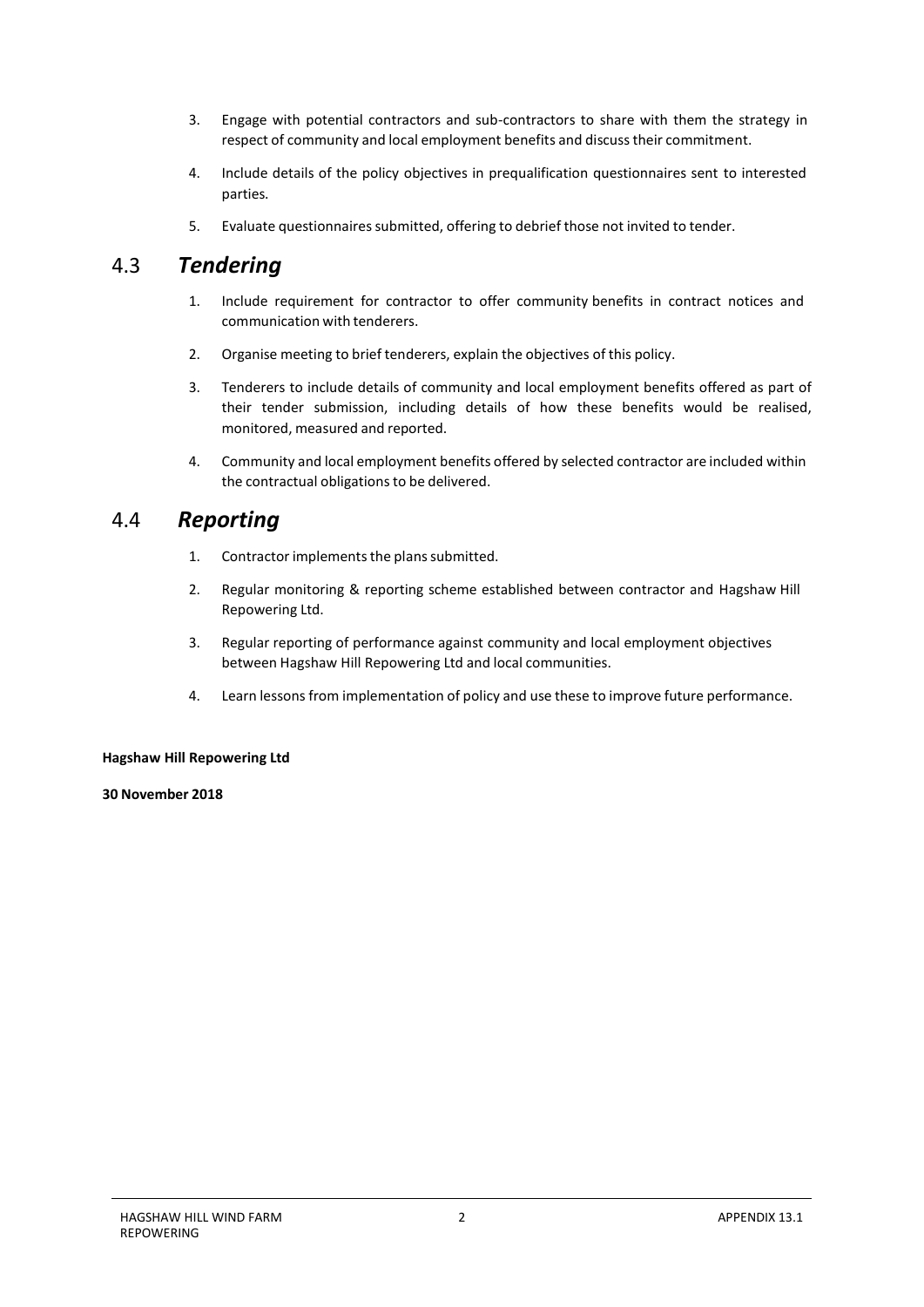3. Engage with potential contractors and sub-contractors to share with them the strategy in respect of community and local employment benefits and discuss their commitment.

4. Include details of the policy objectives in prequalification questionnaires sent to interested parties.

5. Evaluate questionnaires submitted, offering to debrief those not invited to tender.

## 4.3 *Tendering*

1. Include requirement for contractor to offer community benefits in contract notices and communication with tenderers.

2. Organise meeting to brief tenderers, explain the objectives of this policy.

3. Tenderers to include details of community and local employment benefits offered as part of their tender submission, including details of how these benefits would be realised, monitored, measured and reported.

4. Community and local employment benefits offered by selected contractor are included within the contractual obligations to be delivered.

## 4.4 *Reporting*

1. Contractor implements the plans submitted.

2. Regular monitoring & reporting scheme established between contractor and Hagshaw Hill Repowering Ltd.

3. Regular reporting of performance against community and local employment objectives between Hagshaw Hill Repowering Ltd and local communities.

4. Learn lessons from implementation of policy and use these to improve future performance.

**Hagshaw Hill Repowering Ltd**

**30 November 2018**